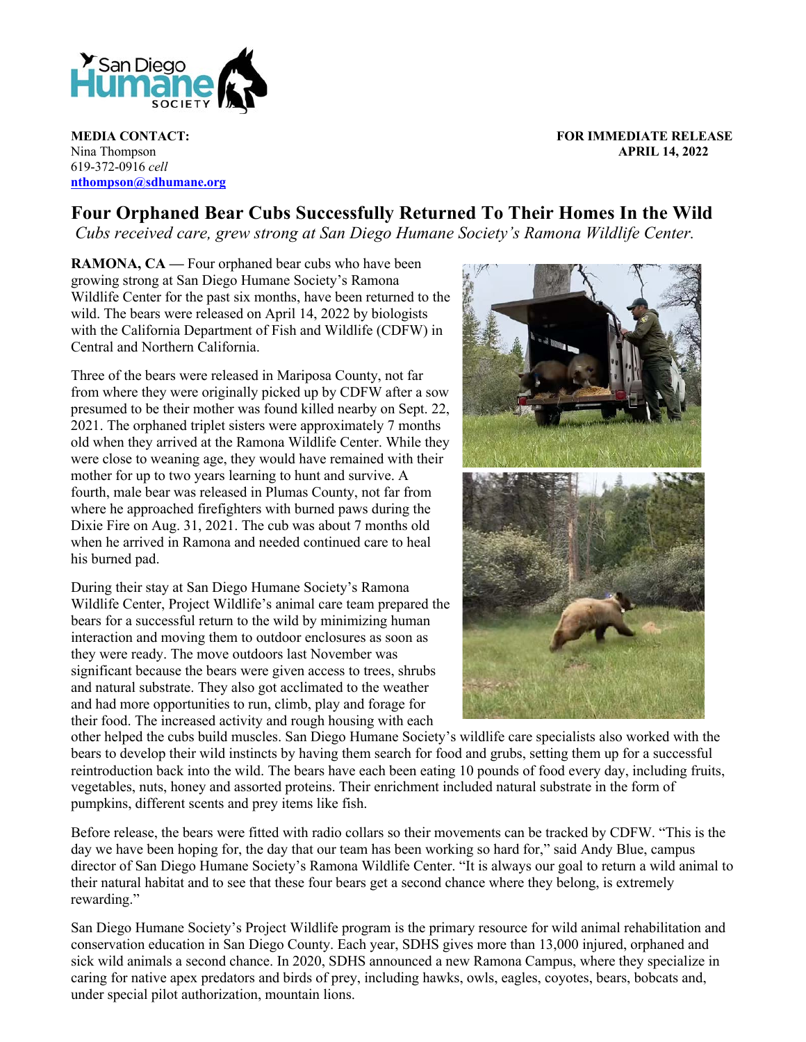**MEDIA CONTACT:**
Nina Thompson
619-372-0916 *cell*
**nthompson@sdhumane.org**

**FOR IMMEDIATE RELEASE**
**APRIL 14, 2022**

# Four Orphaned Bear Cubs Successfully Returned To Their Homes In the Wild

*Cubs received care, grew strong at San Diego Humane Society's Ramona Wildlife Center.*

**RAMONA, CA —** Four orphaned bear cubs who have been growing strong at San Diego Humane Society's Ramona Wildlife Center for the past six months, have been returned to the wild. The bears were released on April 14, 2022 by biologists with the California Department of Fish and Wildlife (CDFW) in Central and Northern California.

Three of the bears were released in Mariposa County, not far from where they were originally picked up by CDFW after a sow presumed to be their mother was found killed nearby on Sept. 22, 2021. The orphaned triplet sisters were approximately 7 months old when they arrived at the Ramona Wildlife Center. While they were close to weaning age, they would have remained with their mother for up to two years learning to hunt and survive. A fourth, male bear was released in Plumas County, not far from where he approached firefighters with burned paws during the Dixie Fire on Aug. 31, 2021. The cub was about 7 months old when he arrived in Ramona and needed continued care to heal his burned pad.

During their stay at San Diego Humane Society's Ramona Wildlife Center, Project Wildlife's animal care team prepared the bears for a successful return to the wild by minimizing human interaction and moving them to outdoor enclosures as soon as they were ready. The move outdoors last November was significant because the bears were given access to trees, shrubs and natural substrate. They also got acclimated to the weather and had more opportunities to run, climb, play and forage for their food. The increased activity and rough housing with each other helped the cubs build muscles. San Diego Humane Society's wildlife care specialists also worked with the bears to develop their wild instincts by having them search for food and grubs, setting them up for a successful reintroduction back into the wild. The bears have each been eating 10 pounds of food every day, including fruits, vegetables, nuts, honey and assorted proteins. Their enrichment included natural substrate in the form of pumpkins, different scents and prey items like fish.

Before release, the bears were fitted with radio collars so their movements can be tracked by CDFW. "This is the day we have been hoping for, the day that our team has been working so hard for," said Andy Blue, campus director of San Diego Humane Society's Ramona Wildlife Center. "It is always our goal to return a wild animal to their natural habitat and to see that these four bears get a second chance where they belong, is extremely rewarding."

San Diego Humane Society's Project Wildlife program is the primary resource for wild animal rehabilitation and conservation education in San Diego County. Each year, SDHS gives more than 13,000 injured, orphaned and sick wild animals a second chance. In 2020, SDHS announced a new Ramona Campus, where they specialize in caring for native apex predators and birds of prey, including hawks, owls, eagles, coyotes, bears, bobcats and, under special pilot authorization, mountain lions.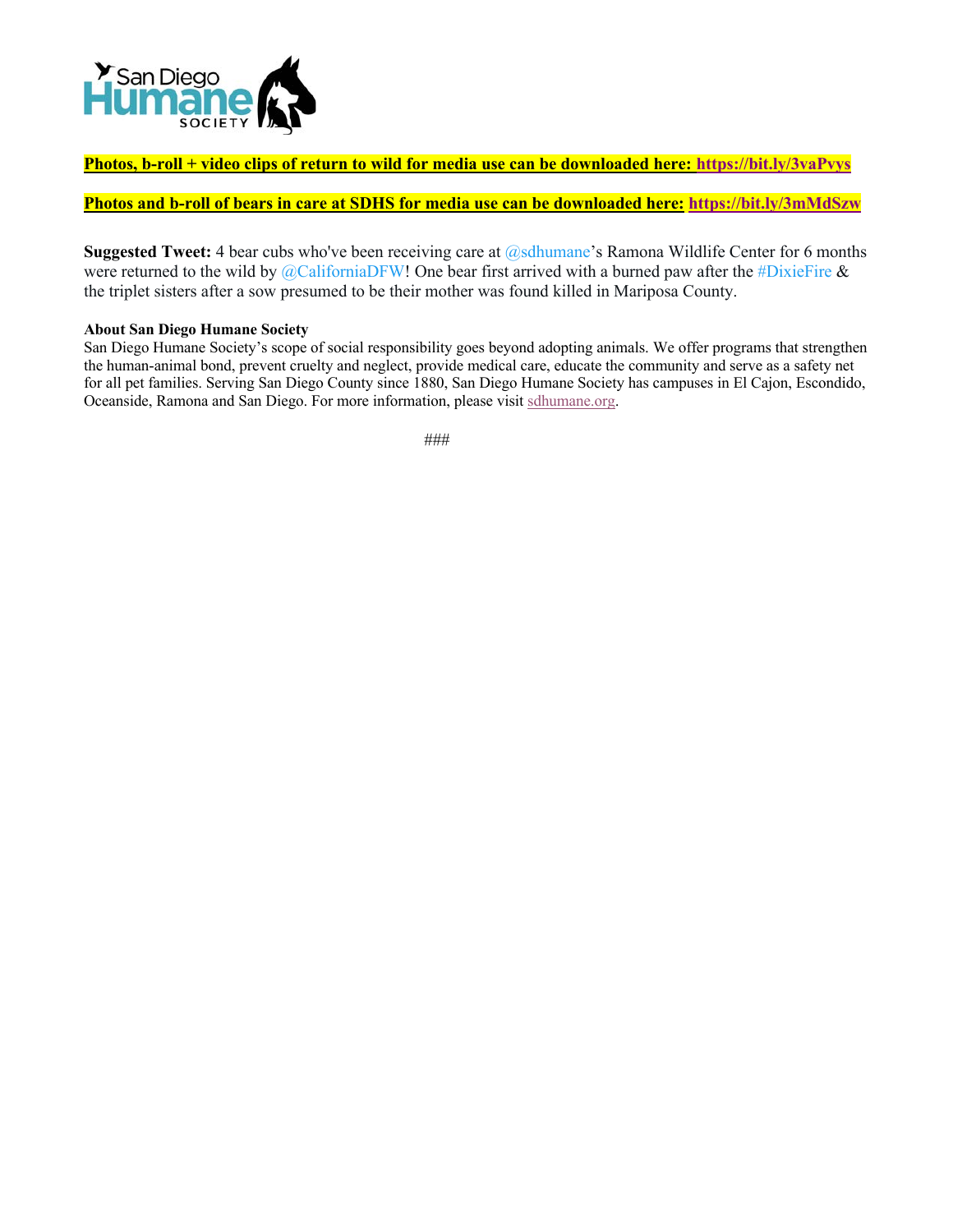**Photos, b-roll + video clips of return to wild for media use can be downloaded here: https://bit.ly/3vaPvys**

**Photos and b-roll of bears in care at SDHS for media use can be downloaded here: https://bit.ly/3mMdSzw**

**Suggested Tweet:** 4 bear cubs who've been receiving care at @sdhumane's Ramona Wildlife Center for 6 months were returned to the wild by @CaliforniaDFW! One bear first arrived with a burned paw after the #DixieFire & the triplet sisters after a sow presumed to be their mother was found killed in Mariposa County.

**About San Diego Humane Society**

San Diego Humane Society's scope of social responsibility goes beyond adopting animals. We offer programs that strengthen the human-animal bond, prevent cruelty and neglect, provide medical care, educate the community and serve as a safety net for all pet families. Serving San Diego County since 1880, San Diego Humane Society has campuses in El Cajon, Escondido, Oceanside, Ramona and San Diego. For more information, please visit sdhumane.org.

###